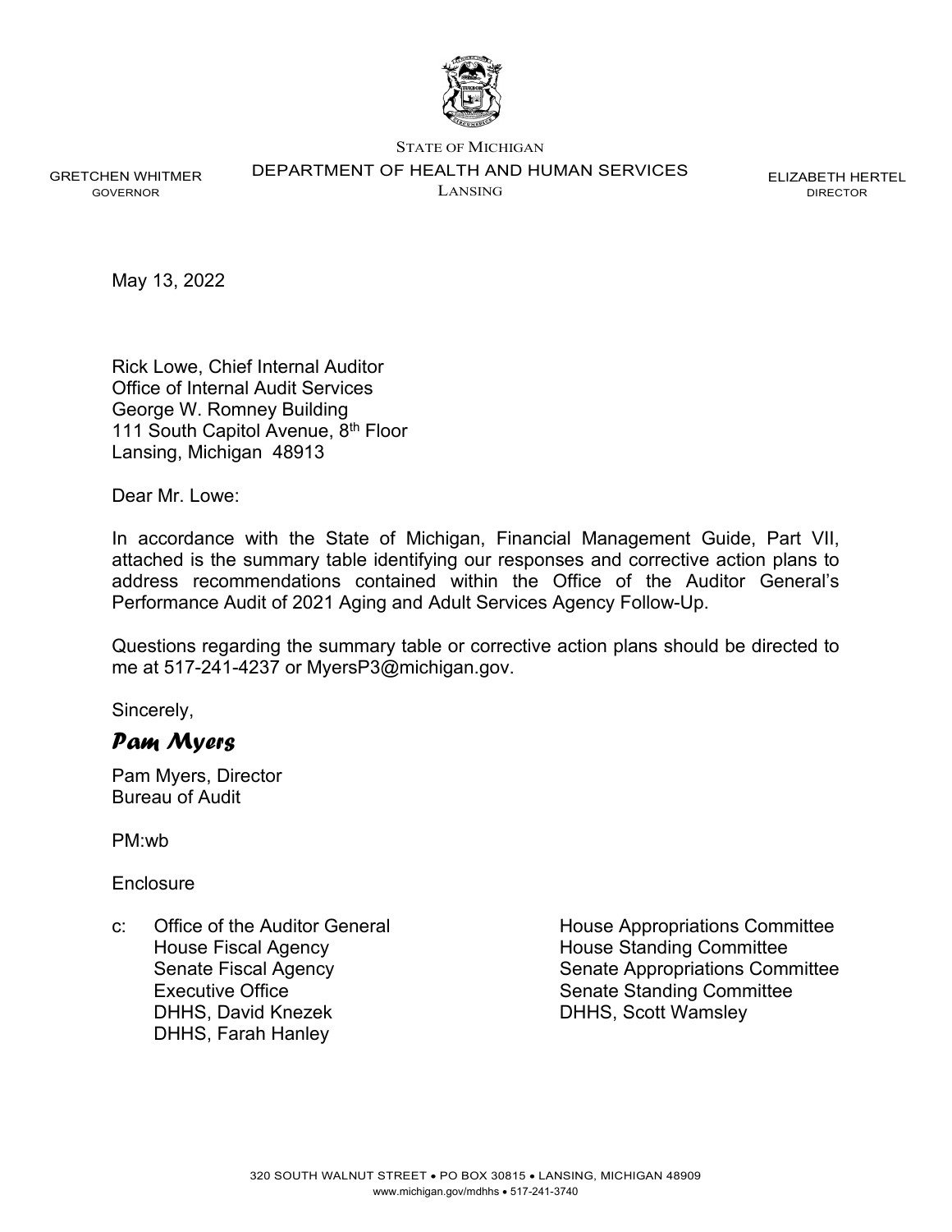STATE OF MICHIGAN

DEPARTMENT OF HEALTH AND HUMAN SERVICES

LANSING

GRETCHEN WHITMER
GOVERNOR

ELIZABETH HERTEL
DIRECTOR

May 13, 2022

Rick Lowe, Chief Internal Auditor
Office of Internal Audit Services
George W. Romney Building
111 South Capitol Avenue, 8th Floor
Lansing, Michigan 48913

Dear Mr. Lowe:

In accordance with the State of Michigan, Financial Management Guide, Part VII, attached is the summary table identifying our responses and corrective action plans to address recommendations contained within the Office of the Auditor General's Performance Audit of 2021 Aging and Adult Services Agency Follow-Up.

Questions regarding the summary table or corrective action plans should be directed to me at 517-241-4237 or MyersP3@michigan.gov.

Sincerely,

*Pam Myers*

Pam Myers, Director
Bureau of Audit

PM:wb

Enclosure

c: Office of the Auditor General
House Fiscal Agency
Senate Fiscal Agency
Executive Office
DHHS, David Knezek
DHHS, Farah Hanley
House Appropriations Committee
House Standing Committee
Senate Appropriations Committee
Senate Standing Committee
DHHS, Scott Wamsley

320 SOUTH WALNUT STREET • PO BOX 30815 • LANSING, MICHIGAN 48909
www.michigan.gov/mdhhs • 517-241-3740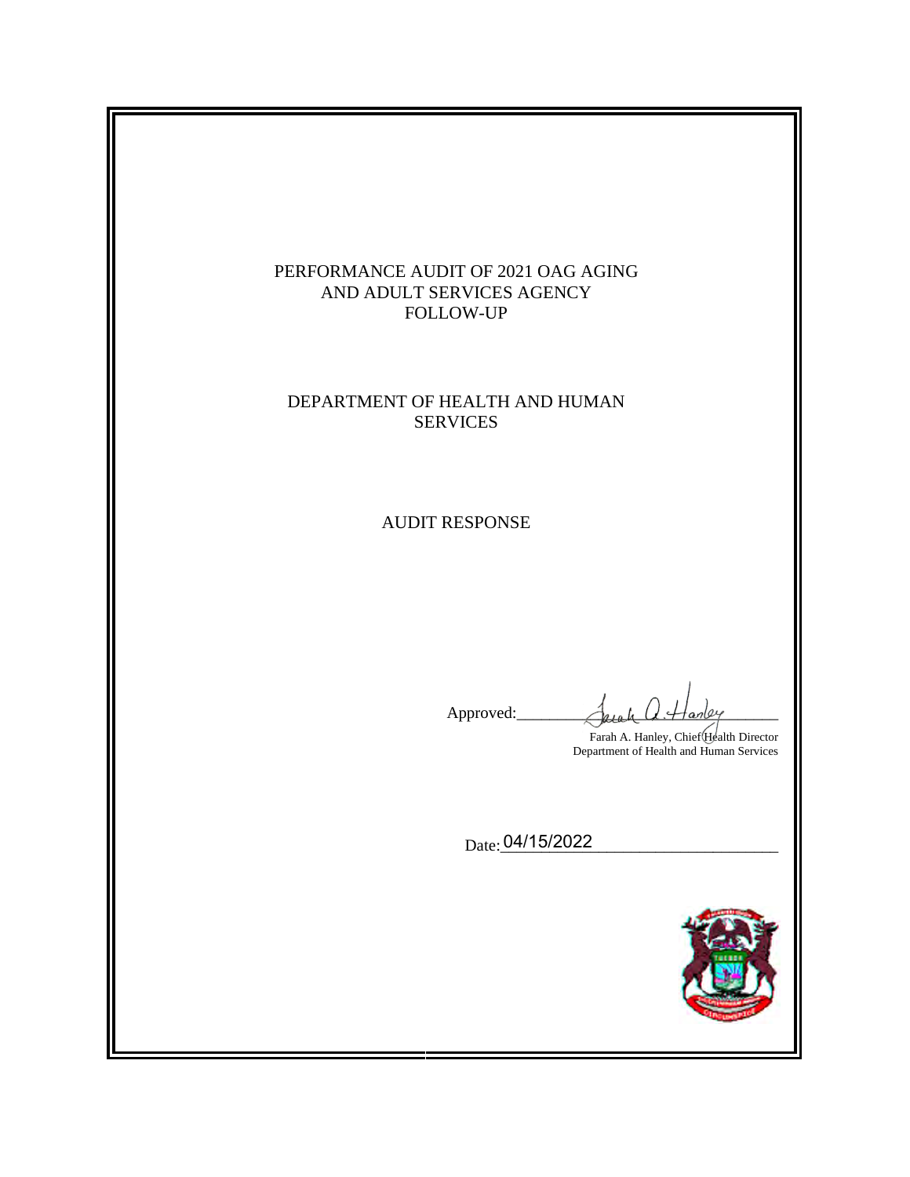# PERFORMANCE AUDIT OF 2021 OAG AGING AND ADULT SERVICES AGENCY FOLLOW-UP

## DEPARTMENT OF HEALTH AND HUMAN SERVICES

## AUDIT RESPONSE

Approved: Farah A. Hanley

Farah A. Hanley, Chief Health Director
Department of Health and Human Services

Date: 04/15/2022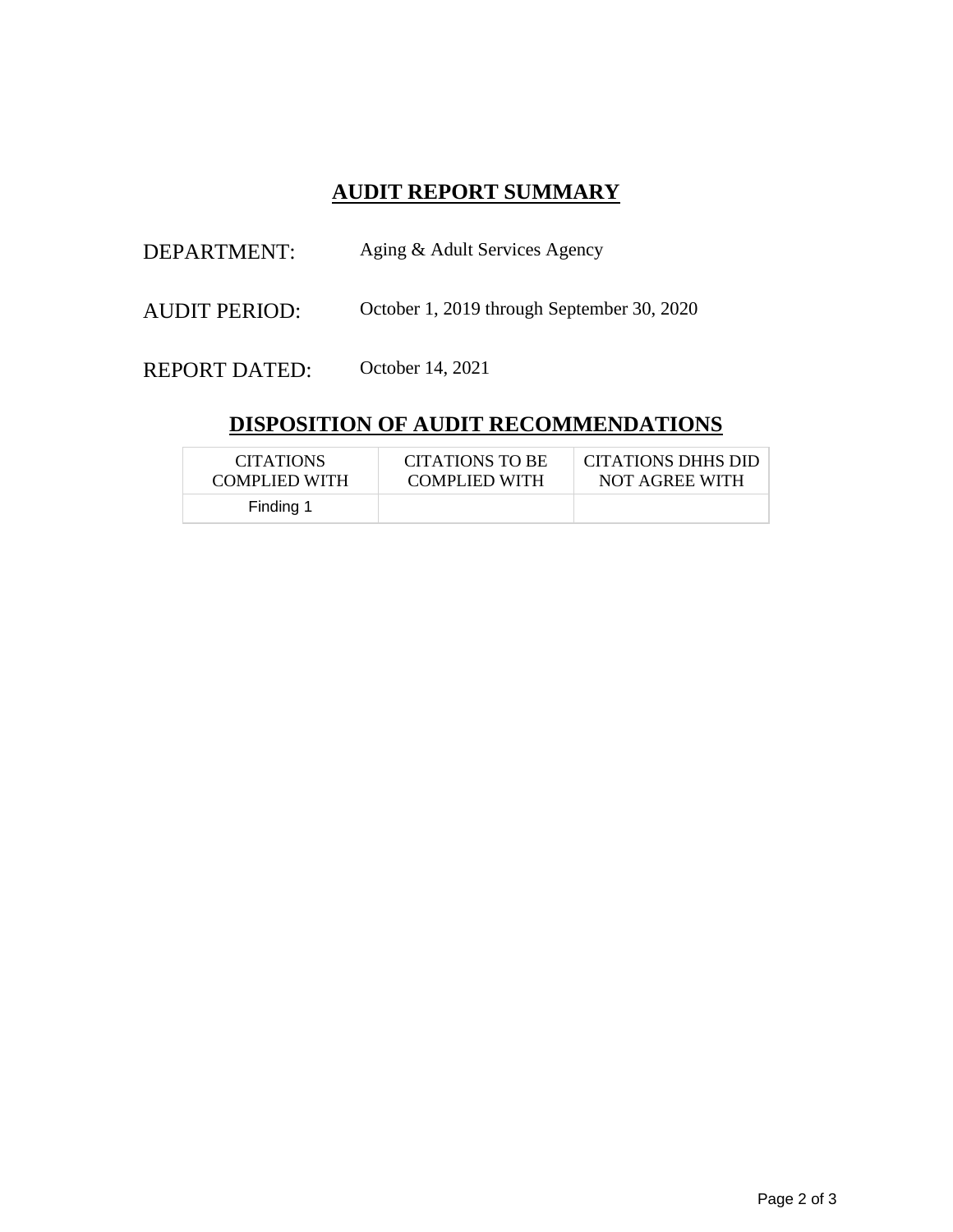# AUDIT REPORT SUMMARY

DEPARTMENT: Aging & Adult Services Agency

AUDIT PERIOD: October 1, 2019 through September 30, 2020

REPORT DATED: October 14, 2021

## DISPOSITION OF AUDIT RECOMMENDATIONS

| CITATIONS COMPLIED WITH | CITATIONS TO BE COMPLIED WITH | CITATIONS DHHS DID NOT AGREE WITH |
| --- | --- | --- |
| Finding 1 | | |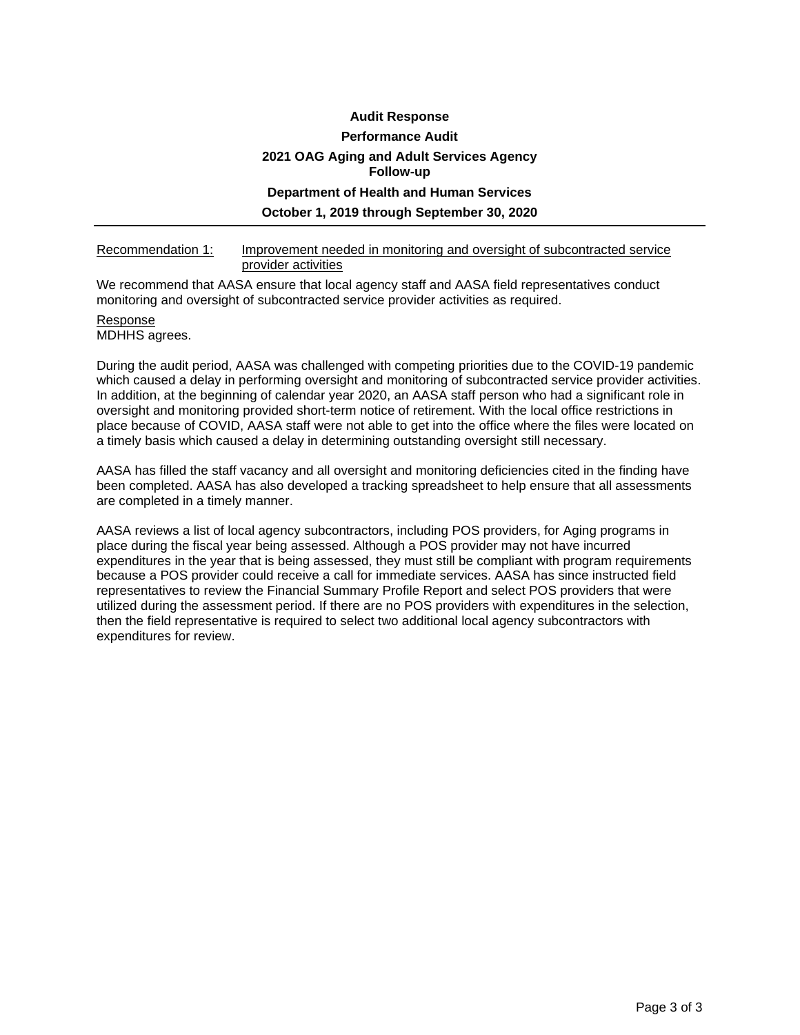**Audit Response**

**Performance Audit**

**2021 OAG Aging and Adult Services Agency Follow-up**

**Department of Health and Human Services**

**October 1, 2019 through September 30, 2020**

---

Recommendation 1: Improvement needed in monitoring and oversight of subcontracted service provider activities

We recommend that AASA ensure that local agency staff and AASA field representatives conduct monitoring and oversight of subcontracted service provider activities as required.

Response

MDHHS agrees.

During the audit period, AASA was challenged with competing priorities due to the COVID-19 pandemic which caused a delay in performing oversight and monitoring of subcontracted service provider activities. In addition, at the beginning of calendar year 2020, an AASA staff person who had a significant role in oversight and monitoring provided short-term notice of retirement. With the local office restrictions in place because of COVID, AASA staff were not able to get into the office where the files were located on a timely basis which caused a delay in determining outstanding oversight still necessary.

AASA has filled the staff vacancy and all oversight and monitoring deficiencies cited in the finding have been completed. AASA has also developed a tracking spreadsheet to help ensure that all assessments are completed in a timely manner.

AASA reviews a list of local agency subcontractors, including POS providers, for Aging programs in place during the fiscal year being assessed. Although a POS provider may not have incurred expenditures in the year that is being assessed, they must still be compliant with program requirements because a POS provider could receive a call for immediate services. AASA has since instructed field representatives to review the Financial Summary Profile Report and select POS providers that were utilized during the assessment period. If there are no POS providers with expenditures in the selection, then the field representative is required to select two additional local agency subcontractors with expenditures for review.